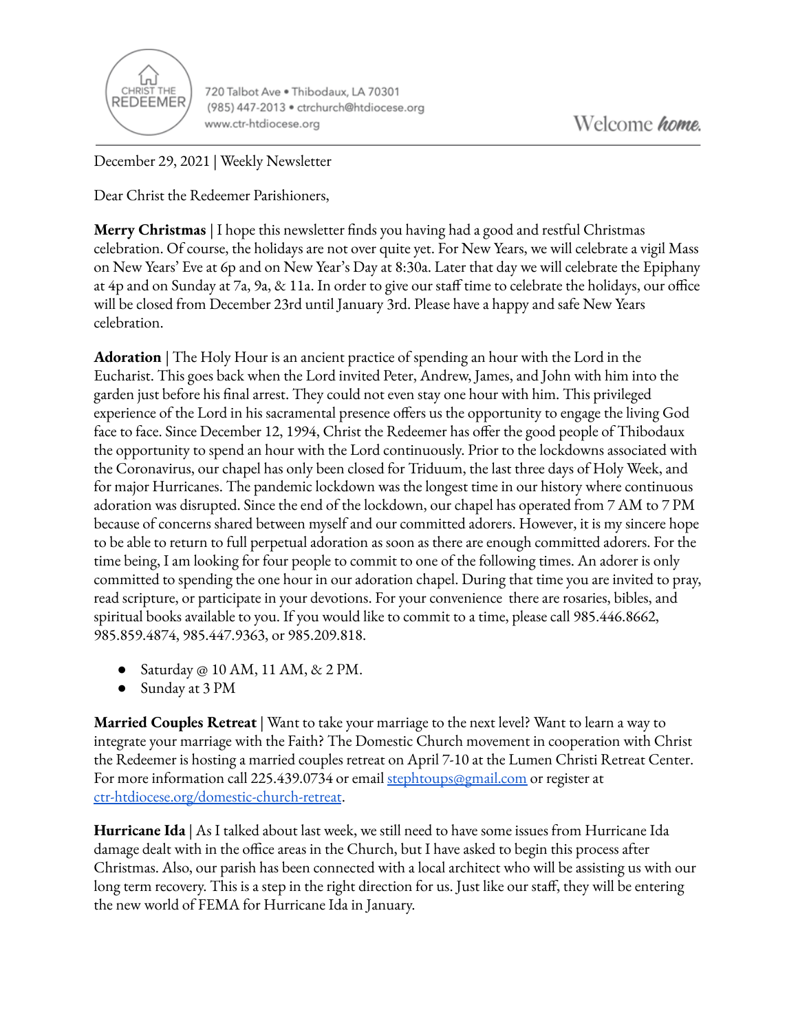CHRIST THE REDEEMER

720 Talbot Ave • Thibodaux, LA 70301
(985) 447-2013 • ctrchurch@htdiocese.org
www.ctr-htdiocese.org

Welcome *home.*

December 29, 2021 | Weekly Newsletter

Dear Christ the Redeemer Parishioners,

**Merry Christmas** | I hope this newsletter finds you having had a good and restful Christmas celebration. Of course, the holidays are not over quite yet. For New Years, we will celebrate a vigil Mass on New Years' Eve at 6p and on New Year's Day at 8:30a. Later that day we will celebrate the Epiphany at 4p and on Sunday at 7a, 9a, & 11a. In order to give our staff time to celebrate the holidays, our office will be closed from December 23rd until January 3rd. Please have a happy and safe New Years celebration.

**Adoration** | The Holy Hour is an ancient practice of spending an hour with the Lord in the Eucharist. This goes back when the Lord invited Peter, Andrew, James, and John with him into the garden just before his final arrest. They could not even stay one hour with him. This privileged experience of the Lord in his sacramental presence offers us the opportunity to engage the living God face to face. Since December 12, 1994, Christ the Redeemer has offer the good people of Thibodaux the opportunity to spend an hour with the Lord continuously. Prior to the lockdowns associated with the Coronavirus, our chapel has only been closed for Triduum, the last three days of Holy Week, and for major Hurricanes. The pandemic lockdown was the longest time in our history where continuous adoration was disrupted. Since the end of the lockdown, our chapel has operated from 7 AM to 7 PM because of concerns shared between myself and our committed adorers. However, it is my sincere hope to be able to return to full perpetual adoration as soon as there are enough committed adorers. For the time being, I am looking for four people to commit to one of the following times. An adorer is only committed to spending the one hour in our adoration chapel. During that time you are invited to pray, read scripture, or participate in your devotions. For your convenience there are rosaries, bibles, and spiritual books available to you. If you would like to commit to a time, please call 985.446.8662, 985.859.4874, 985.447.9363, or 985.209.818.

- Saturday @ 10 AM, 11 AM, & 2 PM.
- Sunday at 3 PM

**Married Couples Retreat** | Want to take your marriage to the next level? Want to learn a way to integrate your marriage with the Faith? The Domestic Church movement in cooperation with Christ the Redeemer is hosting a married couples retreat on April 7-10 at the Lumen Christi Retreat Center. For more information call 225.439.0734 or email stephtoups@gmail.com or register at ctr-htdiocese.org/domestic-church-retreat.

**Hurricane Ida** | As I talked about last week, we still need to have some issues from Hurricane Ida damage dealt with in the office areas in the Church, but I have asked to begin this process after Christmas. Also, our parish has been connected with a local architect who will be assisting us with our long term recovery. This is a step in the right direction for us. Just like our staff, they will be entering the new world of FEMA for Hurricane Ida in January.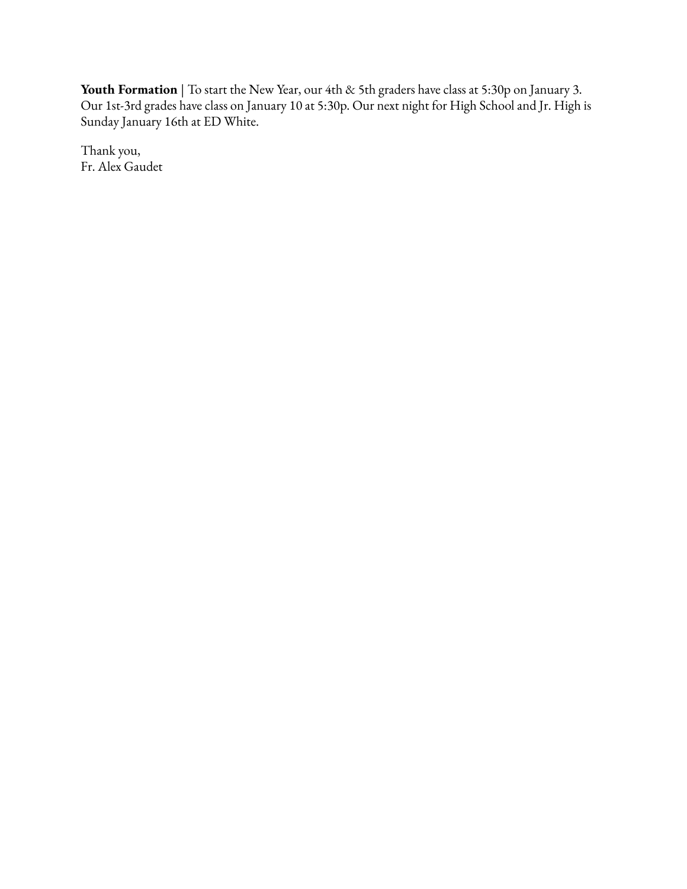**Youth Formation** | To start the New Year, our 4th & 5th graders have class at 5:30p on January 3. Our 1st-3rd grades have class on January 10 at 5:30p. Our next night for High School and Jr. High is Sunday January 16th at ED White.

Thank you,
Fr. Alex Gaudet